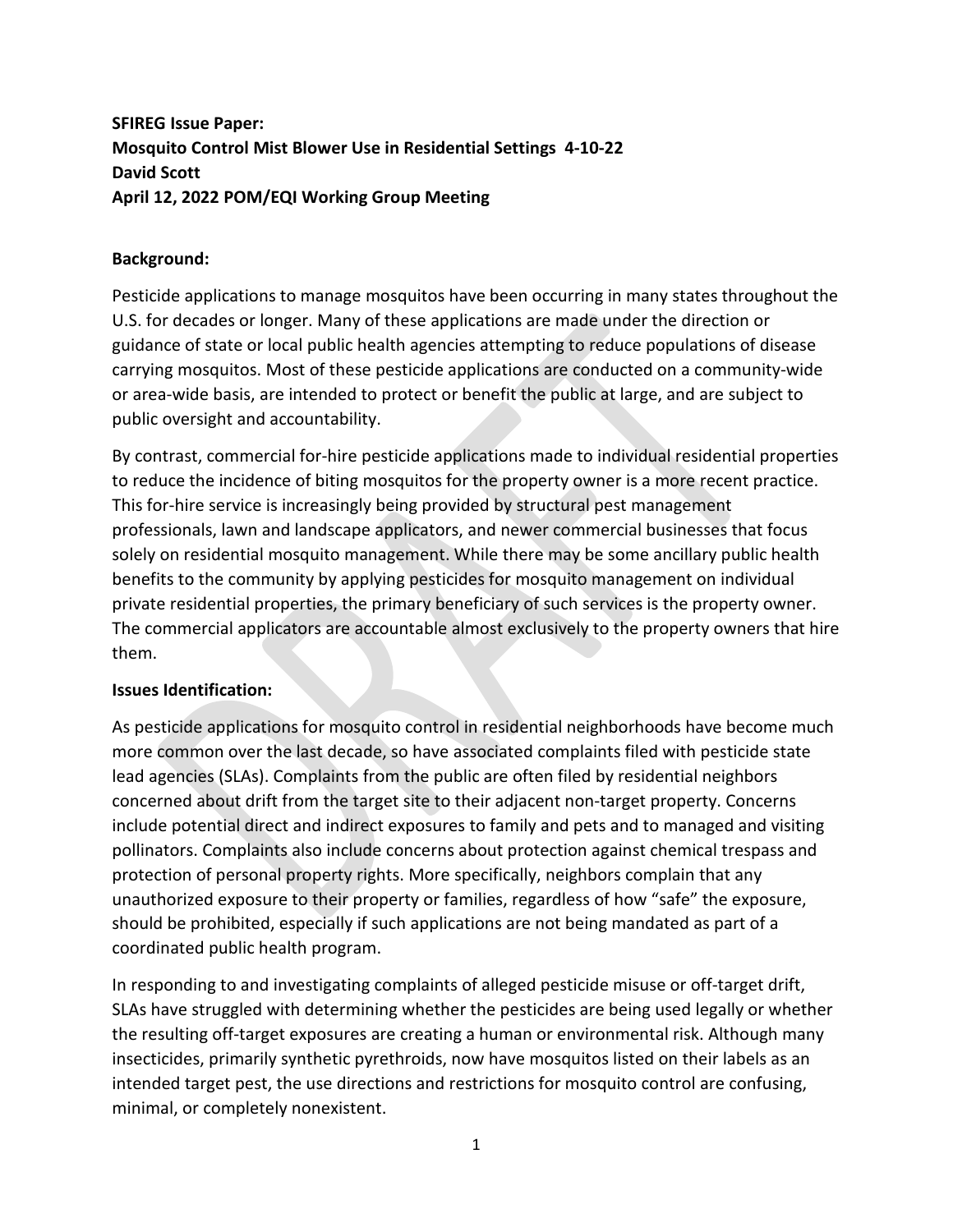**SFIREG Issue Paper:**
**Mosquito Control Mist Blower Use in Residential Settings 4-10-22**
**David Scott**
**April 12, 2022 POM/EQI Working Group Meeting**

**Background:**

Pesticide applications to manage mosquitos have been occurring in many states throughout the U.S. for decades or longer. Many of these applications are made under the direction or guidance of state or local public health agencies attempting to reduce populations of disease carrying mosquitos. Most of these pesticide applications are conducted on a community-wide or area-wide basis, are intended to protect or benefit the public at large, and are subject to public oversight and accountability.

By contrast, commercial for-hire pesticide applications made to individual residential properties to reduce the incidence of biting mosquitos for the property owner is a more recent practice. This for-hire service is increasingly being provided by structural pest management professionals, lawn and landscape applicators, and newer commercial businesses that focus solely on residential mosquito management. While there may be some ancillary public health benefits to the community by applying pesticides for mosquito management on individual private residential properties, the primary beneficiary of such services is the property owner. The commercial applicators are accountable almost exclusively to the property owners that hire them.

**Issues Identification:**

As pesticide applications for mosquito control in residential neighborhoods have become much more common over the last decade, so have associated complaints filed with pesticide state lead agencies (SLAs). Complaints from the public are often filed by residential neighbors concerned about drift from the target site to their adjacent non-target property. Concerns include potential direct and indirect exposures to family and pets and to managed and visiting pollinators. Complaints also include concerns about protection against chemical trespass and protection of personal property rights. More specifically, neighbors complain that any unauthorized exposure to their property or families, regardless of how "safe" the exposure, should be prohibited, especially if such applications are not being mandated as part of a coordinated public health program.

In responding to and investigating complaints of alleged pesticide misuse or off-target drift, SLAs have struggled with determining whether the pesticides are being used legally or whether the resulting off-target exposures are creating a human or environmental risk. Although many insecticides, primarily synthetic pyrethroids, now have mosquitos listed on their labels as an intended target pest, the use directions and restrictions for mosquito control are confusing, minimal, or completely nonexistent.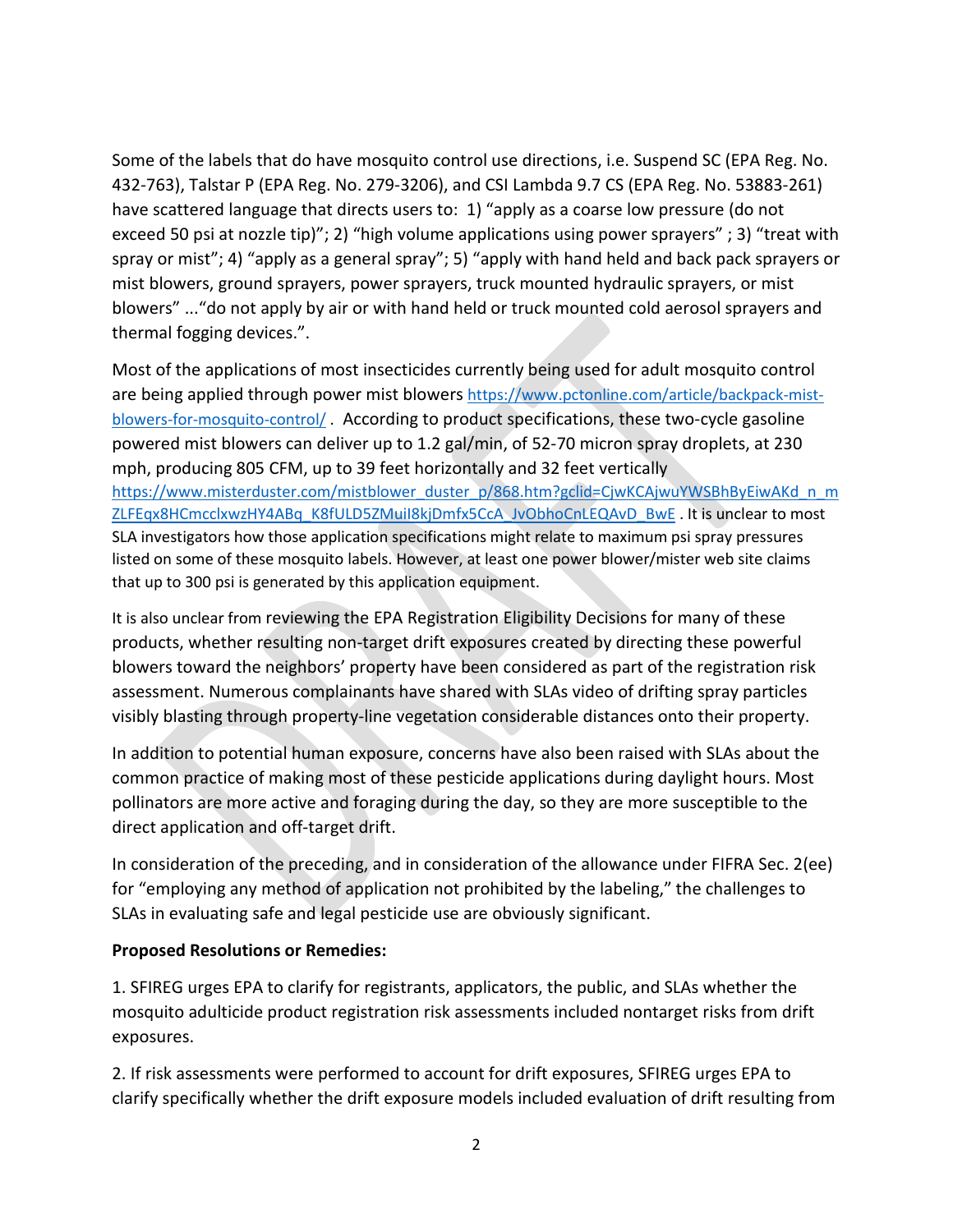Some of the labels that do have mosquito control use directions, i.e. Suspend SC (EPA Reg. No. 432-763), Talstar P (EPA Reg. No. 279-3206), and CSI Lambda 9.7 CS (EPA Reg. No. 53883-261) have scattered language that directs users to: 1) "apply as a coarse low pressure (do not exceed 50 psi at nozzle tip)"; 2) "high volume applications using power sprayers" ; 3) "treat with spray or mist"; 4) "apply as a general spray"; 5) "apply with hand held and back pack sprayers or mist blowers, ground sprayers, power sprayers, truck mounted hydraulic sprayers, or mist blowers" ..."do not apply by air or with hand held or truck mounted cold aerosol sprayers and thermal fogging devices.".

Most of the applications of most insecticides currently being used for adult mosquito control are being applied through power mist blowers https://www.pctonline.com/article/backpack-mist-blowers-for-mosquito-control/ . According to product specifications, these two-cycle gasoline powered mist blowers can deliver up to 1.2 gal/min, of 52-70 micron spray droplets, at 230 mph, producing 805 CFM, up to 39 feet horizontally and 32 feet vertically https://www.misterduster.com/mistblower_duster_p/868.htm?gclid=CjwKCAjwuYWSBhByEiwAKd_n_mZLFEqx8HCmcclxwzHY4ABq_K8fULD5ZMuil8kjDmfx5CcA_JvObhoCnLEQAvD_BwE . It is unclear to most SLA investigators how those application specifications might relate to maximum psi spray pressures listed on some of these mosquito labels. However, at least one power blower/mister web site claims that up to 300 psi is generated by this application equipment.

It is also unclear from reviewing the EPA Registration Eligibility Decisions for many of these products, whether resulting non-target drift exposures created by directing these powerful blowers toward the neighbors' property have been considered as part of the registration risk assessment. Numerous complainants have shared with SLAs video of drifting spray particles visibly blasting through property-line vegetation considerable distances onto their property.

In addition to potential human exposure, concerns have also been raised with SLAs about the common practice of making most of these pesticide applications during daylight hours. Most pollinators are more active and foraging during the day, so they are more susceptible to the direct application and off-target drift.

In consideration of the preceding, and in consideration of the allowance under FIFRA Sec. 2(ee) for "employing any method of application not prohibited by the labeling," the challenges to SLAs in evaluating safe and legal pesticide use are obviously significant.

**Proposed Resolutions or Remedies:**

1. SFIREG urges EPA to clarify for registrants, applicators, the public, and SLAs whether the mosquito adulticide product registration risk assessments included nontarget risks from drift exposures.

2. If risk assessments were performed to account for drift exposures, SFIREG urges EPA to clarify specifically whether the drift exposure models included evaluation of drift resulting from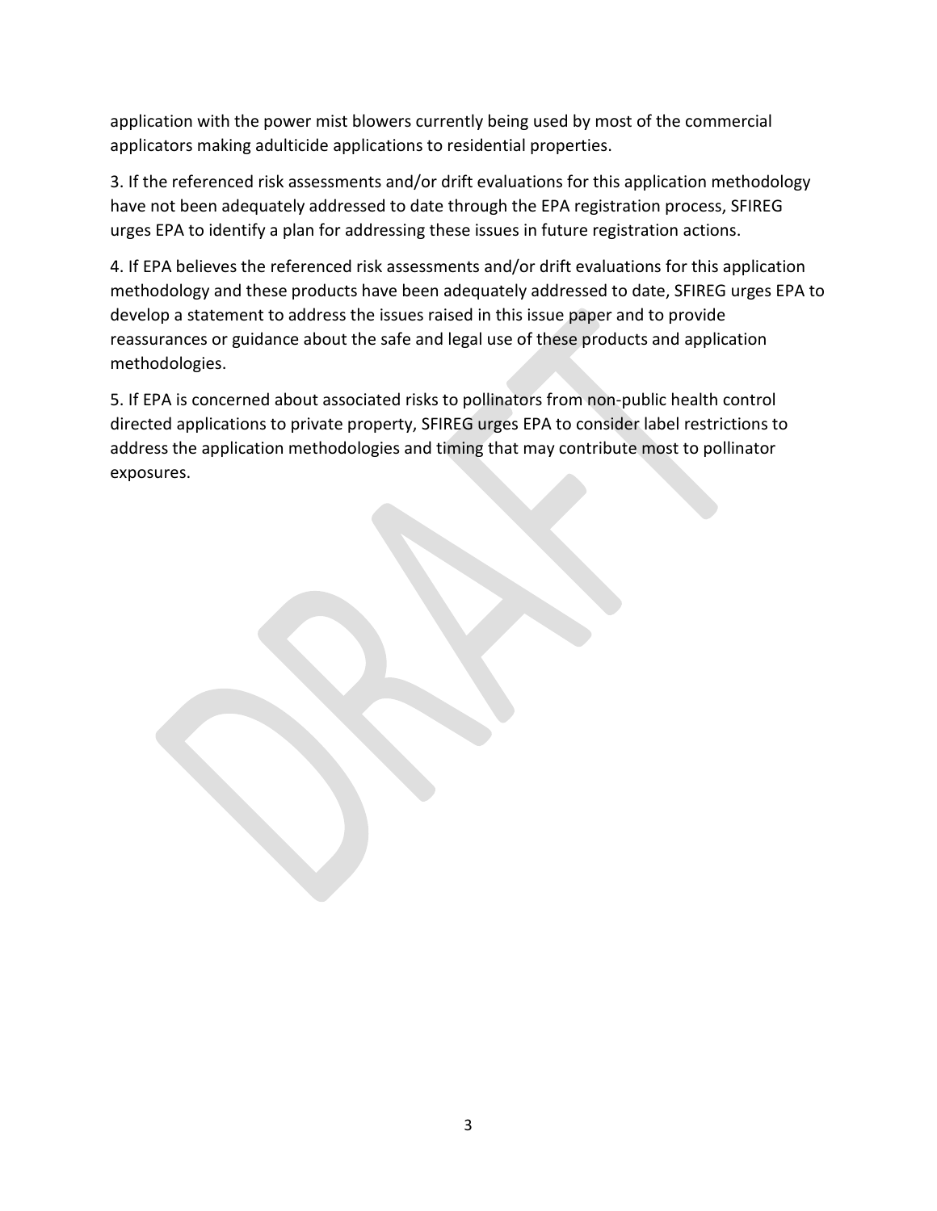application with the power mist blowers currently being used by most of the commercial applicators making adulticide applications to residential properties.

3. If the referenced risk assessments and/or drift evaluations for this application methodology have not been adequately addressed to date through the EPA registration process, SFIREG urges EPA to identify a plan for addressing these issues in future registration actions.

4. If EPA believes the referenced risk assessments and/or drift evaluations for this application methodology and these products have been adequately addressed to date, SFIREG urges EPA to develop a statement to address the issues raised in this issue paper and to provide reassurances or guidance about the safe and legal use of these products and application methodologies.

5. If EPA is concerned about associated risks to pollinators from non-public health control directed applications to private property, SFIREG urges EPA to consider label restrictions to address the application methodologies and timing that may contribute most to pollinator exposures.